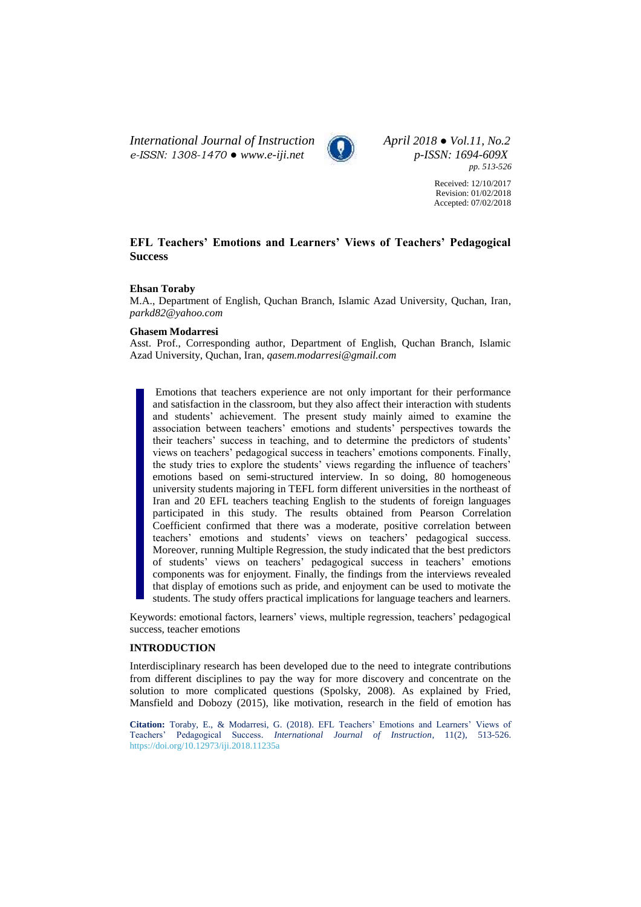# EFL Teachers' Emotions and Learners' Views of Teachers' Pedagogical Success

Received: 12/10/2017
Revision: 01/02/2018
Accepted: 07/02/2018

**Ehsan Toraby**

M.A., Department of English, Quchan Branch, Islamic Azad University, Quchan, Iran, *parkd82@yahoo.com*

**Ghasem Modarresi**

Asst. Prof., Corresponding author, Department of English, Quchan Branch, Islamic Azad University, Quchan, Iran, *qasem.modarresi@gmail.com*

Emotions that teachers experience are not only important for their performance and satisfaction in the classroom, but they also affect their interaction with students and students' achievement. The present study mainly aimed to examine the association between teachers' emotions and students' perspectives towards the their teachers' success in teaching, and to determine the predictors of students' views on teachers' pedagogical success in teachers' emotions components. Finally, the study tries to explore the students' views regarding the influence of teachers' emotions based on semi-structured interview. In so doing, 80 homogeneous university students majoring in TEFL form different universities in the northeast of Iran and 20 EFL teachers teaching English to the students of foreign languages participated in this study. The results obtained from Pearson Correlation Coefficient confirmed that there was a moderate, positive correlation between teachers' emotions and students' views on teachers' pedagogical success. Moreover, running Multiple Regression, the study indicated that the best predictors of students' views on teachers' pedagogical success in teachers' emotions components was for enjoyment. Finally, the findings from the interviews revealed that display of emotions such as pride, and enjoyment can be used to motivate the students. The study offers practical implications for language teachers and learners.

Keywords: emotional factors, learners' views, multiple regression, teachers' pedagogical success, teacher emotions

## INTRODUCTION

Interdisciplinary research has been developed due to the need to integrate contributions from different disciplines to pay the way for more discovery and concentrate on the solution to more complicated questions (Spolsky, 2008). As explained by Fried, Mansfield and Dobozy (2015), like motivation, research in the field of emotion has

**Citation:** Toraby, E., & Modarresi, G. (2018). EFL Teachers' Emotions and Learners' Views of Teachers' Pedagogical Success. *International Journal of Instruction*, 11(2), 513-526. https://doi.org/10.12973/iji.2018.11235a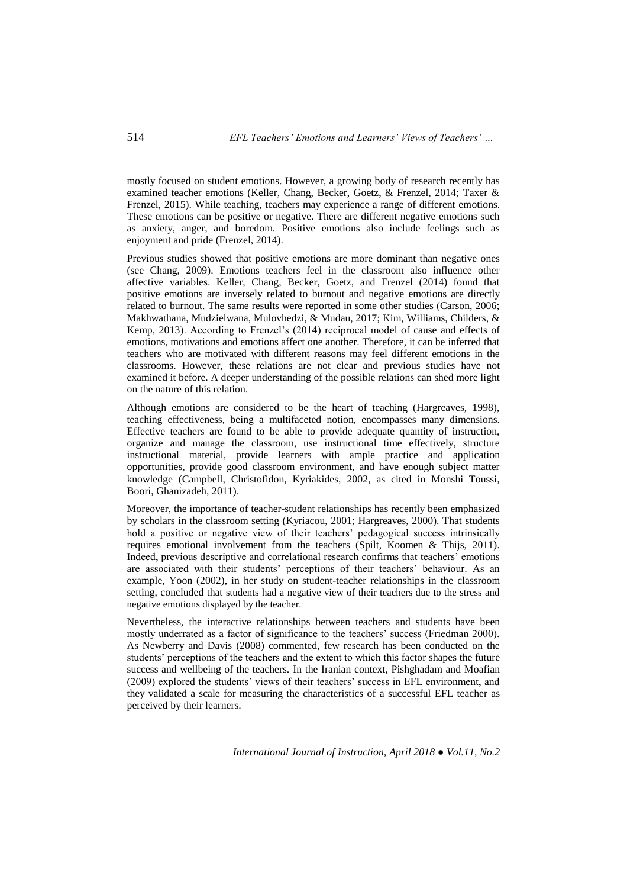mostly focused on student emotions. However, a growing body of research recently has examined teacher emotions (Keller, Chang, Becker, Goetz, & Frenzel, 2014; Taxer & Frenzel, 2015). While teaching, teachers may experience a range of different emotions. These emotions can be positive or negative. There are different negative emotions such as anxiety, anger, and boredom. Positive emotions also include feelings such as enjoyment and pride (Frenzel, 2014).

Previous studies showed that positive emotions are more dominant than negative ones (see Chang, 2009). Emotions teachers feel in the classroom also influence other affective variables. Keller, Chang, Becker, Goetz, and Frenzel (2014) found that positive emotions are inversely related to burnout and negative emotions are directly related to burnout. The same results were reported in some other studies (Carson, 2006; Makhwathana, Mudzielwana, Mulovhedzi, & Mudau, 2017; Kim, Williams, Childers, & Kemp, 2013). According to Frenzel's (2014) reciprocal model of cause and effects of emotions, motivations and emotions affect one another. Therefore, it can be inferred that teachers who are motivated with different reasons may feel different emotions in the classrooms. However, these relations are not clear and previous studies have not examined it before. A deeper understanding of the possible relations can shed more light on the nature of this relation.

Although emotions are considered to be the heart of teaching (Hargreaves, 1998), teaching effectiveness, being a multifaceted notion, encompasses many dimensions. Effective teachers are found to be able to provide adequate quantity of instruction, organize and manage the classroom, use instructional time effectively, structure instructional material, provide learners with ample practice and application opportunities, provide good classroom environment, and have enough subject matter knowledge (Campbell, Christofidon, Kyriakides, 2002, as cited in Monshi Toussi, Boori, Ghanizadeh, 2011).

Moreover, the importance of teacher-student relationships has recently been emphasized by scholars in the classroom setting (Kyriacou, 2001; Hargreaves, 2000). That students hold a positive or negative view of their teachers' pedagogical success intrinsically requires emotional involvement from the teachers (Spilt, Koomen & Thijs, 2011). Indeed, previous descriptive and correlational research confirms that teachers' emotions are associated with their students' perceptions of their teachers' behaviour. As an example, Yoon (2002), in her study on student-teacher relationships in the classroom setting, concluded that students had a negative view of their teachers due to the stress and negative emotions displayed by the teacher.

Nevertheless, the interactive relationships between teachers and students have been mostly underrated as a factor of significance to the teachers' success (Friedman 2000). As Newberry and Davis (2008) commented, few research has been conducted on the students' perceptions of the teachers and the extent to which this factor shapes the future success and wellbeing of the teachers. In the Iranian context, Pishghadam and Moafian (2009) explored the students' views of their teachers' success in EFL environment, and they validated a scale for measuring the characteristics of a successful EFL teacher as perceived by their learners.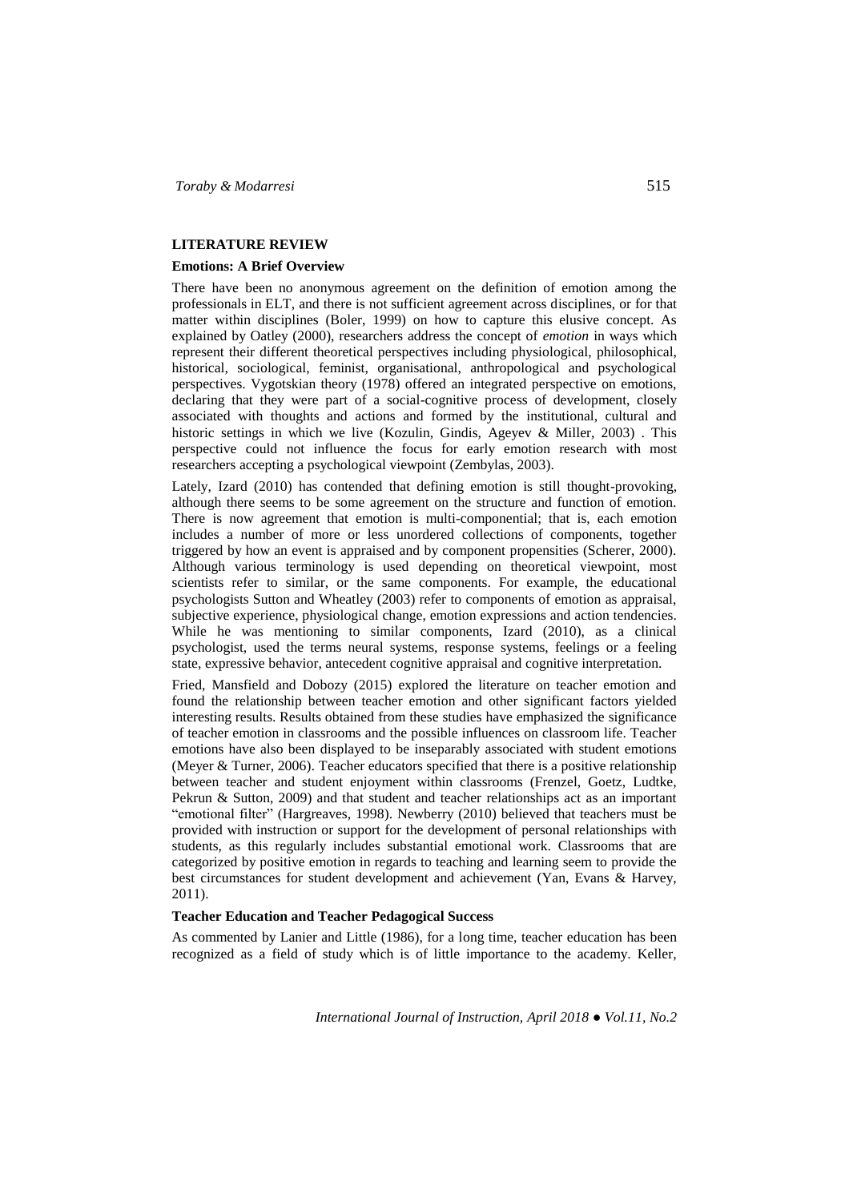## LITERATURE REVIEW

### Emotions: A Brief Overview

There have been no anonymous agreement on the definition of emotion among the professionals in ELT, and there is not sufficient agreement across disciplines, or for that matter within disciplines (Boler, 1999) on how to capture this elusive concept. As explained by Oatley (2000), researchers address the concept of *emotion* in ways which represent their different theoretical perspectives including physiological, philosophical, historical, sociological, feminist, organisational, anthropological and psychological perspectives. Vygotskian theory (1978) offered an integrated perspective on emotions, declaring that they were part of a social-cognitive process of development, closely associated with thoughts and actions and formed by the institutional, cultural and historic settings in which we live (Kozulin, Gindis, Ageyev & Miller, 2003) . This perspective could not influence the focus for early emotion research with most researchers accepting a psychological viewpoint (Zembylas, 2003).

Lately, Izard (2010) has contended that defining emotion is still thought-provoking, although there seems to be some agreement on the structure and function of emotion. There is now agreement that emotion is multi-componential; that is, each emotion includes a number of more or less unordered collections of components, together triggered by how an event is appraised and by component propensities (Scherer, 2000). Although various terminology is used depending on theoretical viewpoint, most scientists refer to similar, or the same components. For example, the educational psychologists Sutton and Wheatley (2003) refer to components of emotion as appraisal, subjective experience, physiological change, emotion expressions and action tendencies. While he was mentioning to similar components, Izard (2010), as a clinical psychologist, used the terms neural systems, response systems, feelings or a feeling state, expressive behavior, antecedent cognitive appraisal and cognitive interpretation.

Fried, Mansfield and Dobozy (2015) explored the literature on teacher emotion and found the relationship between teacher emotion and other significant factors yielded interesting results. Results obtained from these studies have emphasized the significance of teacher emotion in classrooms and the possible influences on classroom life. Teacher emotions have also been displayed to be inseparably associated with student emotions (Meyer & Turner, 2006). Teacher educators specified that there is a positive relationship between teacher and student enjoyment within classrooms (Frenzel, Goetz, Ludtke, Pekrun & Sutton, 2009) and that student and teacher relationships act as an important "emotional filter" (Hargreaves, 1998). Newberry (2010) believed that teachers must be provided with instruction or support for the development of personal relationships with students, as this regularly includes substantial emotional work. Classrooms that are categorized by positive emotion in regards to teaching and learning seem to provide the best circumstances for student development and achievement (Yan, Evans & Harvey, 2011).

### Teacher Education and Teacher Pedagogical Success

As commented by Lanier and Little (1986), for a long time, teacher education has been recognized as a field of study which is of little importance to the academy. Keller,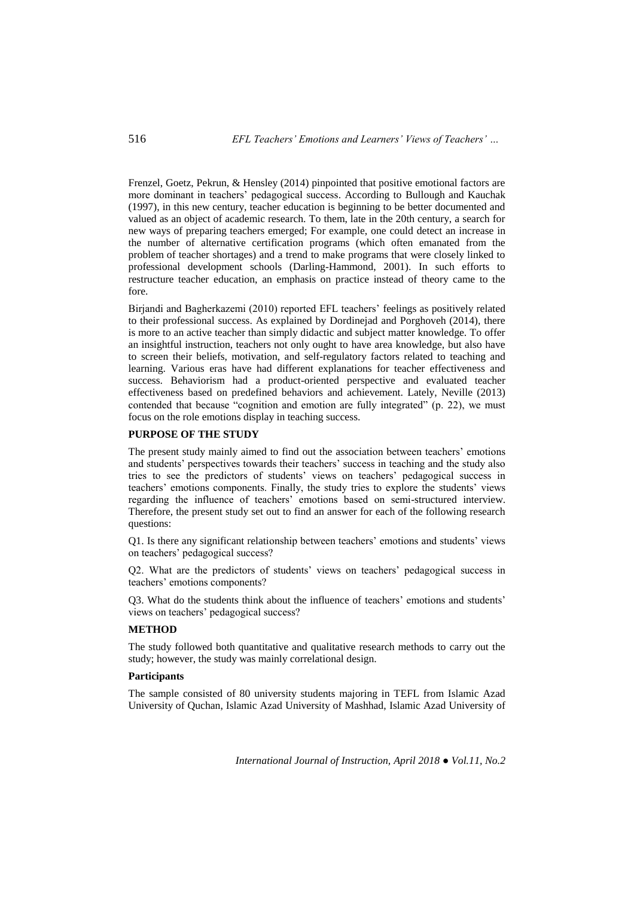Frenzel, Goetz, Pekrun, & Hensley (2014) pinpointed that positive emotional factors are more dominant in teachers' pedagogical success. According to Bullough and Kauchak (1997), in this new century, teacher education is beginning to be better documented and valued as an object of academic research. To them, late in the 20th century, a search for new ways of preparing teachers emerged; For example, one could detect an increase in the number of alternative certification programs (which often emanated from the problem of teacher shortages) and a trend to make programs that were closely linked to professional development schools (Darling-Hammond, 2001). In such efforts to restructure teacher education, an emphasis on practice instead of theory came to the fore.

Birjandi and Bagherkazemi (2010) reported EFL teachers' feelings as positively related to their professional success. As explained by Dordinejad and Porghoveh (2014), there is more to an active teacher than simply didactic and subject matter knowledge. To offer an insightful instruction, teachers not only ought to have area knowledge, but also have to screen their beliefs, motivation, and self-regulatory factors related to teaching and learning. Various eras have had different explanations for teacher effectiveness and success. Behaviorism had a product-oriented perspective and evaluated teacher effectiveness based on predefined behaviors and achievement. Lately, Neville (2013) contended that because "cognition and emotion are fully integrated" (p. 22), we must focus on the role emotions display in teaching success.

## PURPOSE OF THE STUDY

The present study mainly aimed to find out the association between teachers' emotions and students' perspectives towards their teachers' success in teaching and the study also tries to see the predictors of students' views on teachers' pedagogical success in teachers' emotions components. Finally, the study tries to explore the students' views regarding the influence of teachers' emotions based on semi-structured interview. Therefore, the present study set out to find an answer for each of the following research questions:

Q1. Is there any significant relationship between teachers' emotions and students' views on teachers' pedagogical success?

Q2. What are the predictors of students' views on teachers' pedagogical success in teachers' emotions components?

Q3. What do the students think about the influence of teachers' emotions and students' views on teachers' pedagogical success?

## METHOD

The study followed both quantitative and qualitative research methods to carry out the study; however, the study was mainly correlational design.

### Participants

The sample consisted of 80 university students majoring in TEFL from Islamic Azad University of Quchan, Islamic Azad University of Mashhad, Islamic Azad University of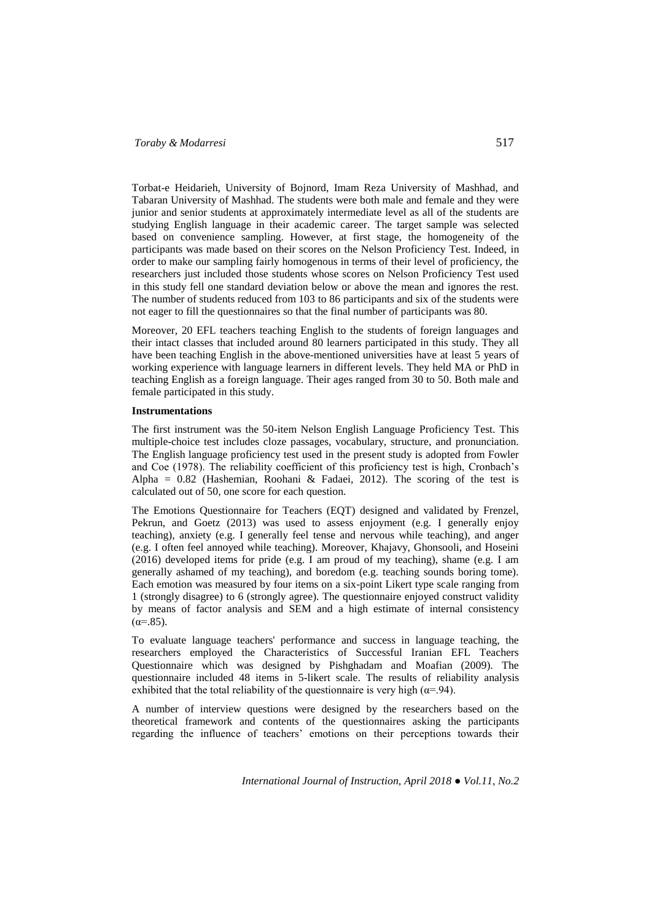Torbat-e Heidarieh, University of Bojnord, Imam Reza University of Mashhad, and Tabaran University of Mashhad. The students were both male and female and they were junior and senior students at approximately intermediate level as all of the students are studying English language in their academic career. The target sample was selected based on convenience sampling. However, at first stage, the homogeneity of the participants was made based on their scores on the Nelson Proficiency Test. Indeed, in order to make our sampling fairly homogenous in terms of their level of proficiency, the researchers just included those students whose scores on Nelson Proficiency Test used in this study fell one standard deviation below or above the mean and ignores the rest. The number of students reduced from 103 to 86 participants and six of the students were not eager to fill the questionnaires so that the final number of participants was 80.

Moreover, 20 EFL teachers teaching English to the students of foreign languages and their intact classes that included around 80 learners participated in this study. They all have been teaching English in the above-mentioned universities have at least 5 years of working experience with language learners in different levels. They held MA or PhD in teaching English as a foreign language. Their ages ranged from 30 to 50. Both male and female participated in this study.

**Instrumentations**

The first instrument was the 50-item Nelson English Language Proficiency Test. This multiple-choice test includes cloze passages, vocabulary, structure, and pronunciation. The English language proficiency test used in the present study is adopted from Fowler and Coe (1978). The reliability coefficient of this proficiency test is high, Cronbach's Alpha = 0.82 (Hashemian, Roohani & Fadaei, 2012). The scoring of the test is calculated out of 50, one score for each question.

The Emotions Questionnaire for Teachers (EQT) designed and validated by Frenzel, Pekrun, and Goetz (2013) was used to assess enjoyment (e.g. I generally enjoy teaching), anxiety (e.g. I generally feel tense and nervous while teaching), and anger (e.g. I often feel annoyed while teaching). Moreover, Khajavy, Ghonsooli, and Hoseini (2016) developed items for pride (e.g. I am proud of my teaching), shame (e.g. I am generally ashamed of my teaching), and boredom (e.g. teaching sounds boring tome). Each emotion was measured by four items on a six-point Likert type scale ranging from 1 (strongly disagree) to 6 (strongly agree). The questionnaire enjoyed construct validity by means of factor analysis and SEM and a high estimate of internal consistency ($\alpha$=.85).

To evaluate language teachers' performance and success in language teaching, the researchers employed the Characteristics of Successful Iranian EFL Teachers Questionnaire which was designed by Pishghadam and Moafian (2009). The questionnaire included 48 items in 5-likert scale. The results of reliability analysis exhibited that the total reliability of the questionnaire is very high ($\alpha$=.94).

A number of interview questions were designed by the researchers based on the theoretical framework and contents of the questionnaires asking the participants regarding the influence of teachers' emotions on their perceptions towards their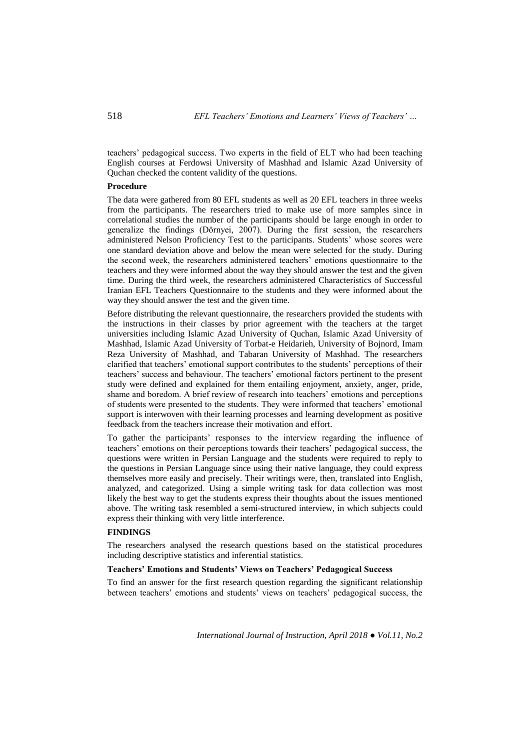teachers' pedagogical success. Two experts in the field of ELT who had been teaching English courses at Ferdowsi University of Mashhad and Islamic Azad University of Quchan checked the content validity of the questions.

**Procedure**

The data were gathered from 80 EFL students as well as 20 EFL teachers in three weeks from the participants. The researchers tried to make use of more samples since in correlational studies the number of the participants should be large enough in order to generalize the findings (Dörnyei, 2007). During the first session, the researchers administered Nelson Proficiency Test to the participants. Students' whose scores were one standard deviation above and below the mean were selected for the study. During the second week, the researchers administered teachers' emotions questionnaire to the teachers and they were informed about the way they should answer the test and the given time. During the third week, the researchers administered Characteristics of Successful Iranian EFL Teachers Questionnaire to the students and they were informed about the way they should answer the test and the given time.

Before distributing the relevant questionnaire, the researchers provided the students with the instructions in their classes by prior agreement with the teachers at the target universities including Islamic Azad University of Quchan, Islamic Azad University of Mashhad, Islamic Azad University of Torbat-e Heidarieh, University of Bojnord, Imam Reza University of Mashhad, and Tabaran University of Mashhad. The researchers clarified that teachers' emotional support contributes to the students' perceptions of their teachers' success and behaviour. The teachers' emotional factors pertinent to the present study were defined and explained for them entailing enjoyment, anxiety, anger, pride, shame and boredom. A brief review of research into teachers' emotions and perceptions of students were presented to the students. They were informed that teachers' emotional support is interwoven with their learning processes and learning development as positive feedback from the teachers increase their motivation and effort.

To gather the participants' responses to the interview regarding the influence of teachers' emotions on their perceptions towards their teachers' pedagogical success, the questions were written in Persian Language and the students were required to reply to the questions in Persian Language since using their native language, they could express themselves more easily and precisely. Their writings were, then, translated into English, analyzed, and categorized. Using a simple writing task for data collection was most likely the best way to get the students express their thoughts about the issues mentioned above. The writing task resembled a semi-structured interview, in which subjects could express their thinking with very little interference.

## FINDINGS

The researchers analysed the research questions based on the statistical procedures including descriptive statistics and inferential statistics.

**Teachers' Emotions and Students' Views on Teachers' Pedagogical Success**

To find an answer for the first research question regarding the significant relationship between teachers' emotions and students' views on teachers' pedagogical success, the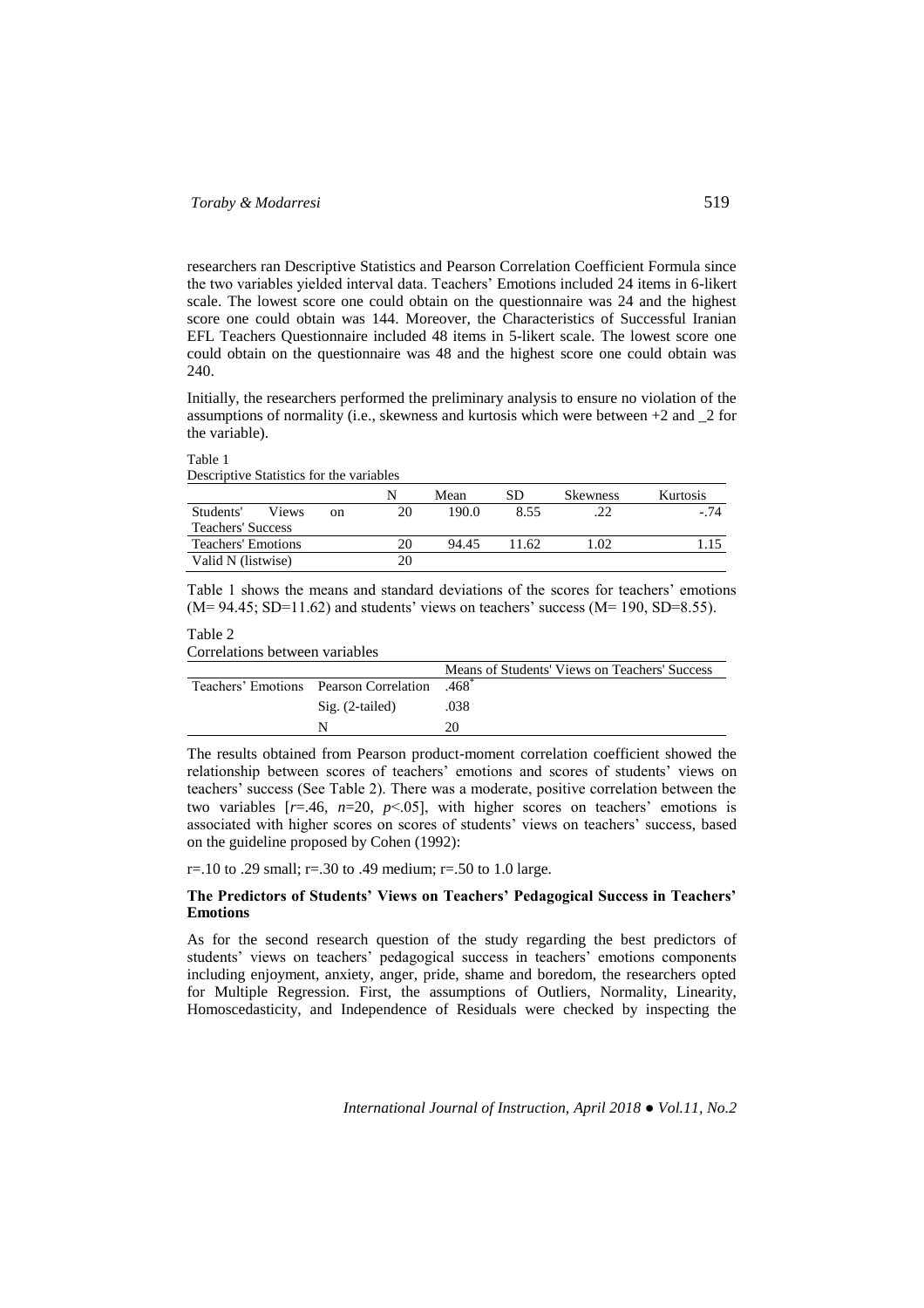researchers ran Descriptive Statistics and Pearson Correlation Coefficient Formula since the two variables yielded interval data. Teachers' Emotions included 24 items in 6-likert scale. The lowest score one could obtain on the questionnaire was 24 and the highest score one could obtain was 144. Moreover, the Characteristics of Successful Iranian EFL Teachers Questionnaire included 48 items in 5-likert scale. The lowest score one could obtain on the questionnaire was 48 and the highest score one could obtain was 240.

Initially, the researchers performed the preliminary analysis to ensure no violation of the assumptions of normality (i.e., skewness and kurtosis which were between +2 and _2 for the variable).

Table 1
Descriptive Statistics for the variables

| | N | Mean | SD | Skewness | Kurtosis |
|---|---|---|---|---|---|
| Students' Views on Teachers' Success | 20 | 190.0 | 8.55 | .22 | -.74 |
| Teachers' Emotions | 20 | 94.45 | 11.62 | 1.02 | 1.15 |
| Valid N (listwise) | 20 | | | | |

Table 1 shows the means and standard deviations of the scores for teachers' emotions (M= 94.45; SD=11.62) and students' views on teachers' success (M= 190, SD=8.55).

Table 2
Correlations between variables

| | | Means of Students' Views on Teachers' Success |
|---|---|---|
| Teachers' Emotions | Pearson Correlation | .468* |
| | Sig. (2-tailed) | .038 |
| | N | 20 |

The results obtained from Pearson product-moment correlation coefficient showed the relationship between scores of teachers' emotions and scores of students' views on teachers' success (See Table 2). There was a moderate, positive correlation between the two variables [$r$=.46, $n$=20, $p$<.05], with higher scores on teachers' emotions is associated with higher scores on scores of students' views on teachers' success, based on the guideline proposed by Cohen (1992):

r=.10 to .29 small; r=.30 to .49 medium; r=.50 to 1.0 large.

### The Predictors of Students' Views on Teachers' Pedagogical Success in Teachers' Emotions

As for the second research question of the study regarding the best predictors of students' views on teachers' pedagogical success in teachers' emotions components including enjoyment, anxiety, anger, pride, shame and boredom, the researchers opted for Multiple Regression. First, the assumptions of Outliers, Normality, Linearity, Homoscedasticity, and Independence of Residuals were checked by inspecting the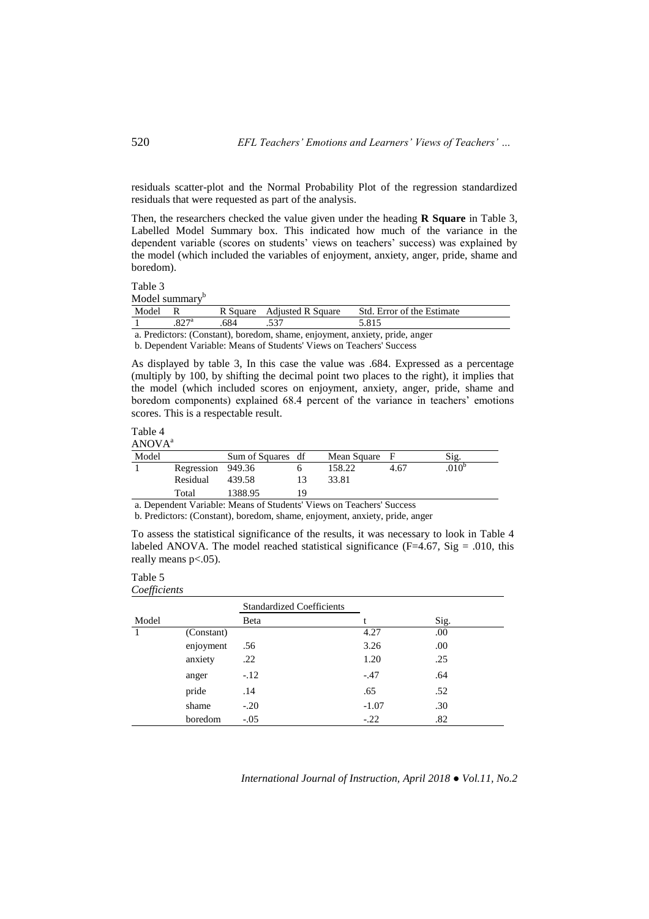residuals scatter-plot and the Normal Probability Plot of the regression standardized residuals that were requested as part of the analysis.

Then, the researchers checked the value given under the heading **R Square** in Table 3, Labelled Model Summary box. This indicated how much of the variance in the dependent variable (scores on students' views on teachers' success) was explained by the model (which included the variables of enjoyment, anxiety, anger, pride, shame and boredom).

Table 3
Model summary[b]

| Model | R | R Square | Adjusted R Square | Std. Error of the Estimate |
|---|---|---|---|---|
| 1 | .827[a] | .684 | .537 | 5.815 |

a. Predictors: (Constant), boredom, shame, enjoyment, anxiety, pride, anger
b. Dependent Variable: Means of Students' Views on Teachers' Success

As displayed by table 3, In this case the value was .684. Expressed as a percentage (multiply by 100, by shifting the decimal point two places to the right), it implies that the model (which included scores on enjoyment, anxiety, anger, pride, shame and boredom components) explained 68.4 percent of the variance in teachers' emotions scores. This is a respectable result.

Table 4
ANOVA[a]

| Model | | Sum of Squares | df | Mean Square | F | Sig. |
|---|---|---|---|---|---|---|
| 1 | Regression | 949.36 | 6 | 158.22 | 4.67 | .010[b] |
| | Residual | 439.58 | 13 | 33.81 | | |
| | Total | 1388.95 | 19 | | | |

a. Dependent Variable: Means of Students' Views on Teachers' Success
b. Predictors: (Constant), boredom, shame, enjoyment, anxiety, pride, anger

To assess the statistical significance of the results, it was necessary to look in Table 4 labeled ANOVA. The model reached statistical significance ($F=4.67$, Sig = .010, this really means $p<.05$).

Table 5
*Coefficients*

| Model | | Standardized Coefficients | | |
|---|---|---|---|---|
| | | Beta | t | Sig. |
| 1 | (Constant) | | 4.27 | .00 |
| | enjoyment | .56 | 3.26 | .00 |
| | anxiety | .22 | 1.20 | .25 |
| | anger | -.12 | -.47 | .64 |
| | pride | .14 | .65 | .52 |
| | shame | -.20 | -1.07 | .30 |
| | boredom | -.05 | -.22 | .82 |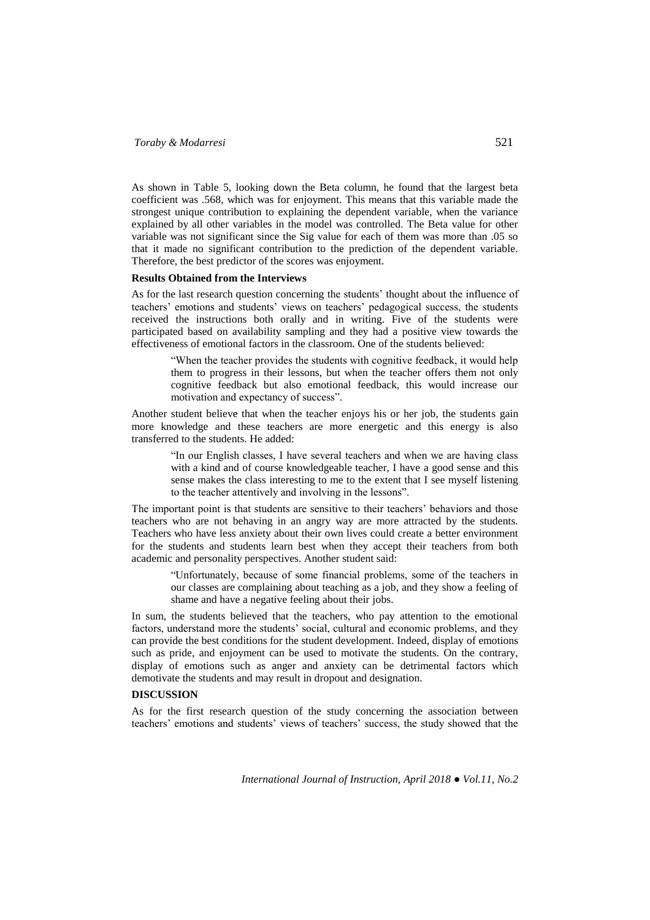As shown in Table 5, looking down the Beta column, he found that the largest beta coefficient was .568, which was for enjoyment. This means that this variable made the strongest unique contribution to explaining the dependent variable, when the variance explained by all other variables in the model was controlled. The Beta value for other variable was not significant since the Sig value for each of them was more than .05 so that it made no significant contribution to the prediction of the dependent variable. Therefore, the best predictor of the scores was enjoyment.

### Results Obtained from the Interviews

As for the last research question concerning the students' thought about the influence of teachers' emotions and students' views on teachers' pedagogical success, the students received the instructions both orally and in writing. Five of the students were participated based on availability sampling and they had a positive view towards the effectiveness of emotional factors in the classroom. One of the students believed:

> "When the teacher provides the students with cognitive feedback, it would help them to progress in their lessons, but when the teacher offers them not only cognitive feedback but also emotional feedback, this would increase our motivation and expectancy of success".

Another student believe that when the teacher enjoys his or her job, the students gain more knowledge and these teachers are more energetic and this energy is also transferred to the students. He added:

> "In our English classes, I have several teachers and when we are having class with a kind and of course knowledgeable teacher, I have a good sense and this sense makes the class interesting to me to the extent that I see myself listening to the teacher attentively and involving in the lessons".

The important point is that students are sensitive to their teachers' behaviors and those teachers who are not behaving in an angry way are more attracted by the students. Teachers who have less anxiety about their own lives could create a better environment for the students and students learn best when they accept their teachers from both academic and personality perspectives. Another student said:

> "Unfortunately, because of some financial problems, some of the teachers in our classes are complaining about teaching as a job, and they show a feeling of shame and have a negative feeling about their jobs.

In sum, the students believed that the teachers, who pay attention to the emotional factors, understand more the students' social, cultural and economic problems, and they can provide the best conditions for the student development. Indeed, display of emotions such as pride, and enjoyment can be used to motivate the students. On the contrary, display of emotions such as anger and anxiety can be detrimental factors which demotivate the students and may result in dropout and designation.

## DISCUSSION

As for the first research question of the study concerning the association between teachers' emotions and students' views of teachers' success, the study showed that the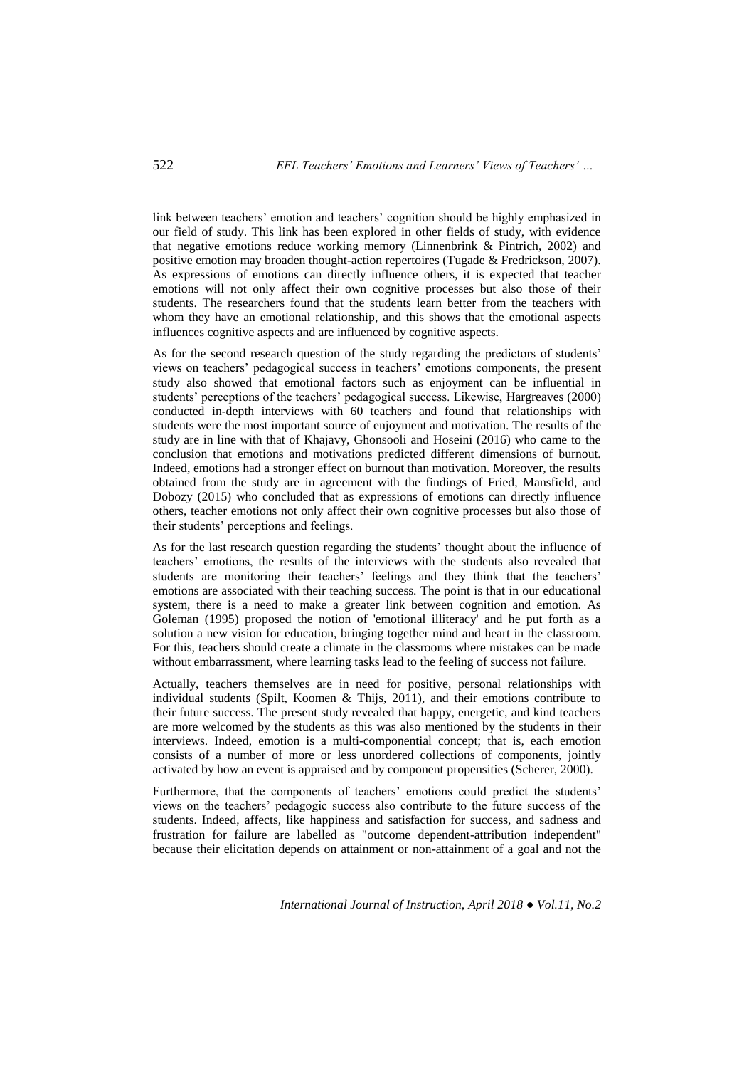link between teachers' emotion and teachers' cognition should be highly emphasized in our field of study. This link has been explored in other fields of study, with evidence that negative emotions reduce working memory (Linnenbrink & Pintrich, 2002) and positive emotion may broaden thought-action repertoires (Tugade & Fredrickson, 2007). As expressions of emotions can directly influence others, it is expected that teacher emotions will not only affect their own cognitive processes but also those of their students. The researchers found that the students learn better from the teachers with whom they have an emotional relationship, and this shows that the emotional aspects influences cognitive aspects and are influenced by cognitive aspects.

As for the second research question of the study regarding the predictors of students' views on teachers' pedagogical success in teachers' emotions components, the present study also showed that emotional factors such as enjoyment can be influential in students' perceptions of the teachers' pedagogical success. Likewise, Hargreaves (2000) conducted in-depth interviews with 60 teachers and found that relationships with students were the most important source of enjoyment and motivation. The results of the study are in line with that of Khajavy, Ghonsooli and Hoseini (2016) who came to the conclusion that emotions and motivations predicted different dimensions of burnout. Indeed, emotions had a stronger effect on burnout than motivation. Moreover, the results obtained from the study are in agreement with the findings of Fried, Mansfield, and Dobozy (2015) who concluded that as expressions of emotions can directly influence others, teacher emotions not only affect their own cognitive processes but also those of their students' perceptions and feelings.

As for the last research question regarding the students' thought about the influence of teachers' emotions, the results of the interviews with the students also revealed that students are monitoring their teachers' feelings and they think that the teachers' emotions are associated with their teaching success. The point is that in our educational system, there is a need to make a greater link between cognition and emotion. As Goleman (1995) proposed the notion of 'emotional illiteracy' and he put forth as a solution a new vision for education, bringing together mind and heart in the classroom. For this, teachers should create a climate in the classrooms where mistakes can be made without embarrassment, where learning tasks lead to the feeling of success not failure.

Actually, teachers themselves are in need for positive, personal relationships with individual students (Spilt, Koomen & Thijs, 2011), and their emotions contribute to their future success. The present study revealed that happy, energetic, and kind teachers are more welcomed by the students as this was also mentioned by the students in their interviews. Indeed, emotion is a multi-componential concept; that is, each emotion consists of a number of more or less unordered collections of components, jointly activated by how an event is appraised and by component propensities (Scherer, 2000).

Furthermore, that the components of teachers' emotions could predict the students' views on the teachers' pedagogic success also contribute to the future success of the students. Indeed, affects, like happiness and satisfaction for success, and sadness and frustration for failure are labelled as "outcome dependent-attribution independent" because their elicitation depends on attainment or non-attainment of a goal and not the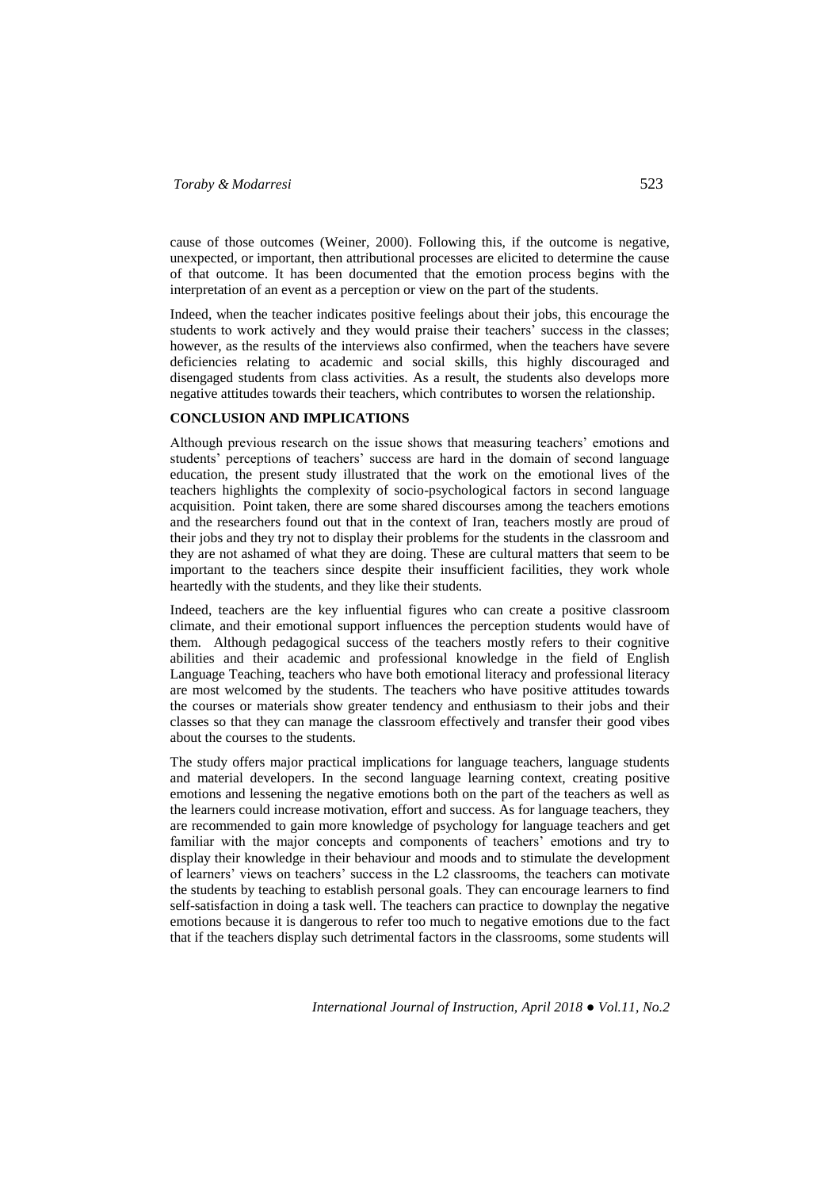cause of those outcomes (Weiner, 2000). Following this, if the outcome is negative, unexpected, or important, then attributional processes are elicited to determine the cause of that outcome. It has been documented that the emotion process begins with the interpretation of an event as a perception or view on the part of the students.

Indeed, when the teacher indicates positive feelings about their jobs, this encourage the students to work actively and they would praise their teachers' success in the classes; however, as the results of the interviews also confirmed, when the teachers have severe deficiencies relating to academic and social skills, this highly discouraged and disengaged students from class activities. As a result, the students also develops more negative attitudes towards their teachers, which contributes to worsen the relationship.

## CONCLUSION AND IMPLICATIONS

Although previous research on the issue shows that measuring teachers' emotions and students' perceptions of teachers' success are hard in the domain of second language education, the present study illustrated that the work on the emotional lives of the teachers highlights the complexity of socio-psychological factors in second language acquisition. Point taken, there are some shared discourses among the teachers emotions and the researchers found out that in the context of Iran, teachers mostly are proud of their jobs and they try not to display their problems for the students in the classroom and they are not ashamed of what they are doing. These are cultural matters that seem to be important to the teachers since despite their insufficient facilities, they work whole heartedly with the students, and they like their students.

Indeed, teachers are the key influential figures who can create a positive classroom climate, and their emotional support influences the perception students would have of them. Although pedagogical success of the teachers mostly refers to their cognitive abilities and their academic and professional knowledge in the field of English Language Teaching, teachers who have both emotional literacy and professional literacy are most welcomed by the students. The teachers who have positive attitudes towards the courses or materials show greater tendency and enthusiasm to their jobs and their classes so that they can manage the classroom effectively and transfer their good vibes about the courses to the students.

The study offers major practical implications for language teachers, language students and material developers. In the second language learning context, creating positive emotions and lessening the negative emotions both on the part of the teachers as well as the learners could increase motivation, effort and success. As for language teachers, they are recommended to gain more knowledge of psychology for language teachers and get familiar with the major concepts and components of teachers' emotions and try to display their knowledge in their behaviour and moods and to stimulate the development of learners' views on teachers' success in the L2 classrooms, the teachers can motivate the students by teaching to establish personal goals. They can encourage learners to find self-satisfaction in doing a task well. The teachers can practice to downplay the negative emotions because it is dangerous to refer too much to negative emotions due to the fact that if the teachers display such detrimental factors in the classrooms, some students will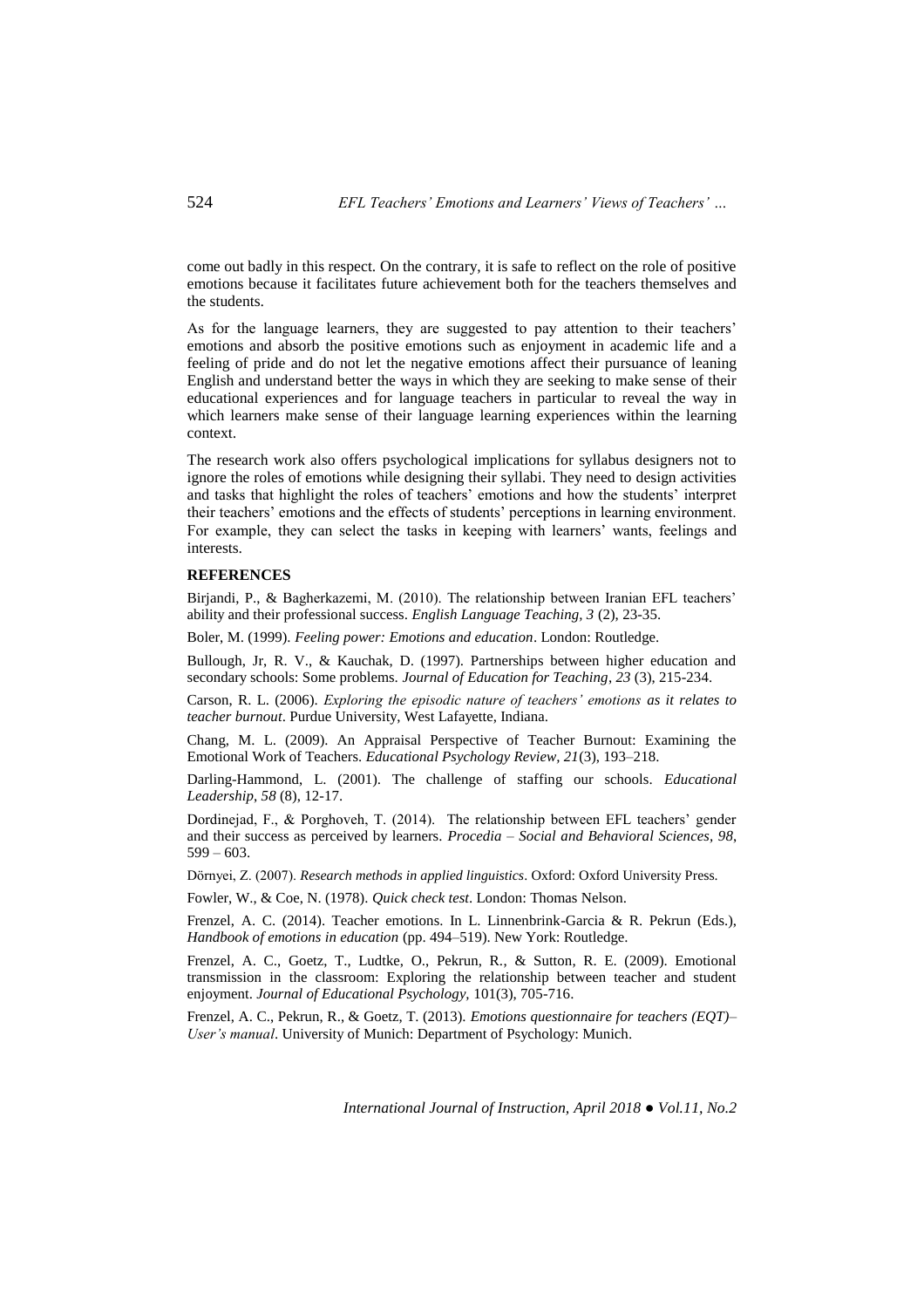come out badly in this respect. On the contrary, it is safe to reflect on the role of positive emotions because it facilitates future achievement both for the teachers themselves and the students.

As for the language learners, they are suggested to pay attention to their teachers' emotions and absorb the positive emotions such as enjoyment in academic life and a feeling of pride and do not let the negative emotions affect their pursuance of leaning English and understand better the ways in which they are seeking to make sense of their educational experiences and for language teachers in particular to reveal the way in which learners make sense of their language learning experiences within the learning context.

The research work also offers psychological implications for syllabus designers not to ignore the roles of emotions while designing their syllabi. They need to design activities and tasks that highlight the roles of teachers' emotions and how the students' interpret their teachers' emotions and the effects of students' perceptions in learning environment. For example, they can select the tasks in keeping with learners' wants, feelings and interests.

## REFERENCES

Birjandi, P., & Bagherkazemi, M. (2010). The relationship between Iranian EFL teachers' ability and their professional success. *English Language Teaching, 3* (2), 23-35.

Boler, M. (1999). *Feeling power: Emotions and education*. London: Routledge.

Bullough, Jr, R. V., & Kauchak, D. (1997). Partnerships between higher education and secondary schools: Some problems. *Journal of Education for Teaching*, *23* (3), 215-234.

Carson, R. L. (2006). *Exploring the episodic nature of teachers' emotions as it relates to teacher burnout*. Purdue University, West Lafayette, Indiana.

Chang, M. L. (2009). An Appraisal Perspective of Teacher Burnout: Examining the Emotional Work of Teachers. *Educational Psychology Review, 21*(3), 193–218.

Darling-Hammond, L. (2001). The challenge of staffing our schools. *Educational Leadership*, *58* (8), 12-17.

Dordinejad, F., & Porghoveh, T. (2014). The relationship between EFL teachers' gender and their success as perceived by learners. *Procedia – Social and Behavioral Sciences*, *98*, 599 – 603.

Dörnyei, Z. (2007). *Research methods in applied linguistics*. Oxford: Oxford University Press.

Fowler, W., & Coe, N. (1978). *Quick check test*. London: Thomas Nelson.

Frenzel, A. C. (2014). Teacher emotions. In L. Linnenbrink-Garcia & R. Pekrun (Eds.), *Handbook of emotions in education* (pp. 494–519). New York: Routledge.

Frenzel, A. C., Goetz, T., Ludtke, O., Pekrun, R., & Sutton, R. E. (2009). Emotional transmission in the classroom: Exploring the relationship between teacher and student enjoyment. *Journal of Educational Psychology*, 101(3), 705-716.

Frenzel, A. C., Pekrun, R., & Goetz, T. (2013). *Emotions questionnaire for teachers (EQT)– User's manual*. University of Munich: Department of Psychology: Munich.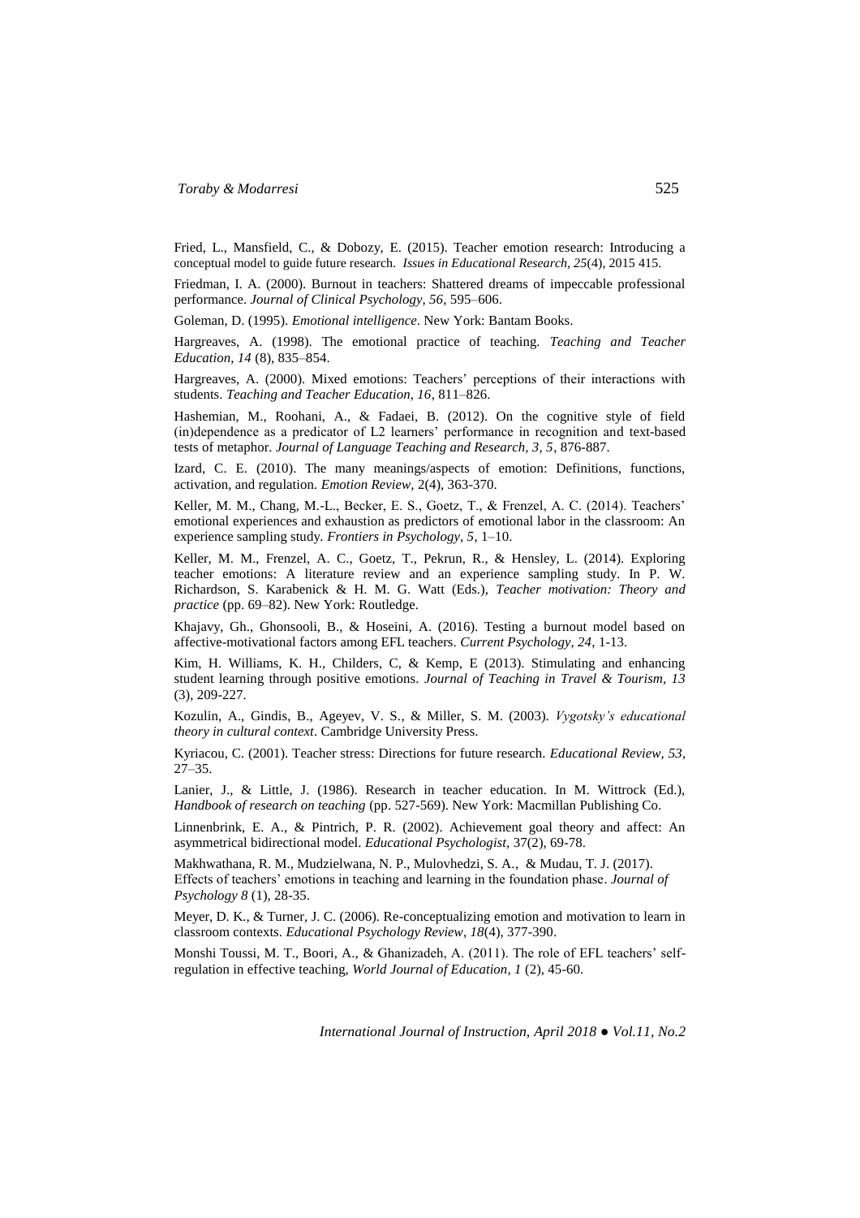Fried, L., Mansfield, C., & Dobozy, E. (2015). Teacher emotion research: Introducing a conceptual model to guide future research. *Issues in Educational Research, 25*(4), 2015 415.

Friedman, I. A. (2000). Burnout in teachers: Shattered dreams of impeccable professional performance. *Journal of Clinical Psychology, 56*, 595–606.

Goleman, D. (1995). *Emotional intelligence*. New York: Bantam Books.

Hargreaves, A. (1998). The emotional practice of teaching. *Teaching and Teacher Education, 14* (8), 835–854.

Hargreaves, A. (2000). Mixed emotions: Teachers' perceptions of their interactions with students. *Teaching and Teacher Education, 16*, 811–826.

Hashemian, M., Roohani, A., & Fadaei, B. (2012). On the cognitive style of field (in)dependence as a predicator of L2 learners' performance in recognition and text-based tests of metaphor. *Journal of Language Teaching and Research, 3, 5*, 876-887.

Izard, C. E. (2010). The many meanings/aspects of emotion: Definitions, functions, activation, and regulation. *Emotion Review*, 2(4), 363-370.

Keller, M. M., Chang, M.-L., Becker, E. S., Goetz, T., & Frenzel, A. C. (2014). Teachers' emotional experiences and exhaustion as predictors of emotional labor in the classroom: An experience sampling study. *Frontiers in Psychology, 5*, 1–10.

Keller, M. M., Frenzel, A. C., Goetz, T., Pekrun, R., & Hensley, L. (2014). Exploring teacher emotions: A literature review and an experience sampling study. In P. W. Richardson, S. Karabenick & H. M. G. Watt (Eds.), *Teacher motivation: Theory and practice* (pp. 69–82). New York: Routledge.

Khajavy, Gh., Ghonsooli, B., & Hoseini, A. (2016). Testing a burnout model based on affective-motivational factors among EFL teachers. *Current Psychology, 24*, 1-13.

Kim, H. Williams, K. H., Childers, C, & Kemp, E (2013). Stimulating and enhancing student learning through positive emotions. *Journal of Teaching in Travel & Tourism, 13* (3), 209-227.

Kozulin, A., Gindis, B., Ageyev, V. S., & Miller, S. M. (2003). *Vygotsky's educational theory in cultural context*. Cambridge University Press.

Kyriacou, C. (2001). Teacher stress: Directions for future research. *Educational Review, 53*, 27–35.

Lanier, J., & Little, J. (1986). Research in teacher education. In M. Wittrock (Ed.), *Handbook of research on teaching* (pp. 527-569). New York: Macmillan Publishing Co.

Linnenbrink, E. A., & Pintrich, P. R. (2002). Achievement goal theory and affect: An asymmetrical bidirectional model. *Educational Psychologist*, 37(2), 69-78.

Makhwathana, R. M., Mudzielwana, N. P., Mulovhedzi, S. A., & Mudau, T. J. (2017). Effects of teachers' emotions in teaching and learning in the foundation phase. *Journal of Psychology 8* (1), 28-35.

Meyer, D. K., & Turner, J. C. (2006). Re-conceptualizing emotion and motivation to learn in classroom contexts. *Educational Psychology Review, 18*(4), 377-390.

Monshi Toussi, M. T., Boori, A., & Ghanizadeh, A. (2011). The role of EFL teachers' self-regulation in effective teaching, *World Journal of Education, 1* (2), 45-60.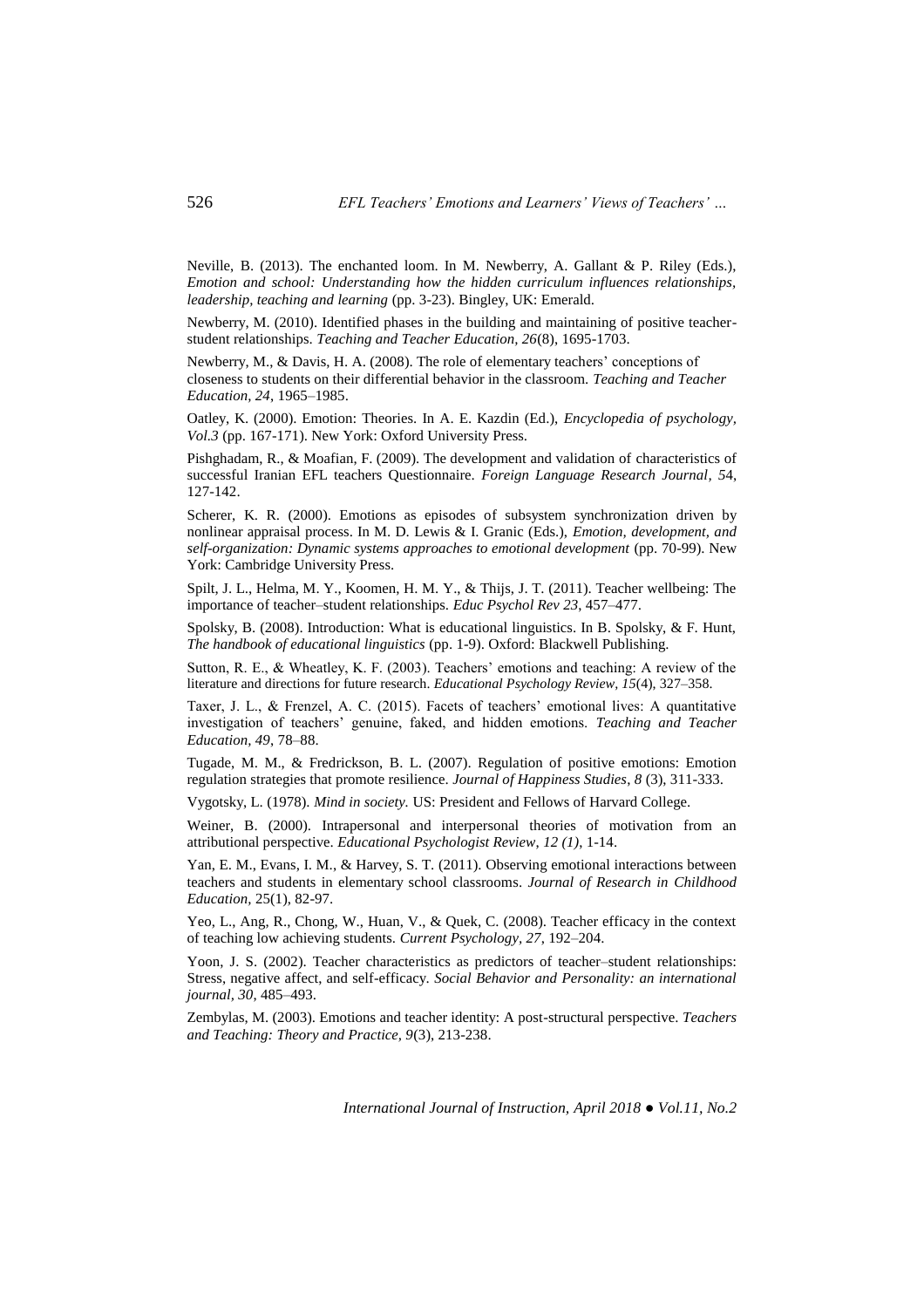Neville, B. (2013). The enchanted loom. In M. Newberry, A. Gallant & P. Riley (Eds.), *Emotion and school: Understanding how the hidden curriculum influences relationships, leadership, teaching and learning* (pp. 3-23). Bingley, UK: Emerald.

Newberry, M. (2010). Identified phases in the building and maintaining of positive teacher-student relationships. *Teaching and Teacher Education, 26*(8), 1695-1703.

Newberry, M., & Davis, H. A. (2008). The role of elementary teachers' conceptions of closeness to students on their differential behavior in the classroom. *Teaching and Teacher Education, 24*, 1965–1985.

Oatley, K. (2000). Emotion: Theories. In A. E. Kazdin (Ed.), *Encyclopedia of psychology, Vol.3* (pp. 167-171). New York: Oxford University Press.

Pishghadam, R., & Moafian, F. (2009). The development and validation of characteristics of successful Iranian EFL teachers Questionnaire. *Foreign Language Research Journal, 5*4, 127-142.

Scherer, K. R. (2000). Emotions as episodes of subsystem synchronization driven by nonlinear appraisal process. In M. D. Lewis & I. Granic (Eds.), *Emotion, development, and self-organization: Dynamic systems approaches to emotional development* (pp. 70-99). New York: Cambridge University Press.

Spilt, J. L., Helma, M. Y., Koomen, H. M. Y., & Thijs, J. T. (2011). Teacher wellbeing: The importance of teacher–student relationships. *Educ Psychol Rev 23*, 457–477.

Spolsky, B. (2008). Introduction: What is educational linguistics. In B. Spolsky, & F. Hunt, *The handbook of educational linguistics* (pp. 1-9). Oxford: Blackwell Publishing.

Sutton, R. E., & Wheatley, K. F. (2003). Teachers' emotions and teaching: A review of the literature and directions for future research. *Educational Psychology Review, 15*(4), 327–358.

Taxer, J. L., & Frenzel, A. C. (2015). Facets of teachers' emotional lives: A quantitative investigation of teachers' genuine, faked, and hidden emotions. *Teaching and Teacher Education, 49*, 78–88.

Tugade, M. M., & Fredrickson, B. L. (2007). Regulation of positive emotions: Emotion regulation strategies that promote resilience. *Journal of Happiness Studies*, *8* (3), 311-333.

Vygotsky, L. (1978). *Mind in society.* US: President and Fellows of Harvard College.

Weiner, B. (2000). Intrapersonal and interpersonal theories of motivation from an attributional perspective. *Educational Psychologist Review, 12 (1)*, 1-14.

Yan, E. M., Evans, I. M., & Harvey, S. T. (2011). Observing emotional interactions between teachers and students in elementary school classrooms. *Journal of Research in Childhood Education*, 25(1), 82-97.

Yeo, L., Ang, R., Chong, W., Huan, V., & Quek, C. (2008). Teacher efficacy in the context of teaching low achieving students. *Current Psychology, 27*, 192–204.

Yoon, J. S. (2002). Teacher characteristics as predictors of teacher–student relationships: Stress, negative affect, and self-efficacy. *Social Behavior and Personality: an international journal, 30*, 485–493.

Zembylas, M. (2003). Emotions and teacher identity: A post-structural perspective. *Teachers and Teaching: Theory and Practice, 9*(3), 213-238.